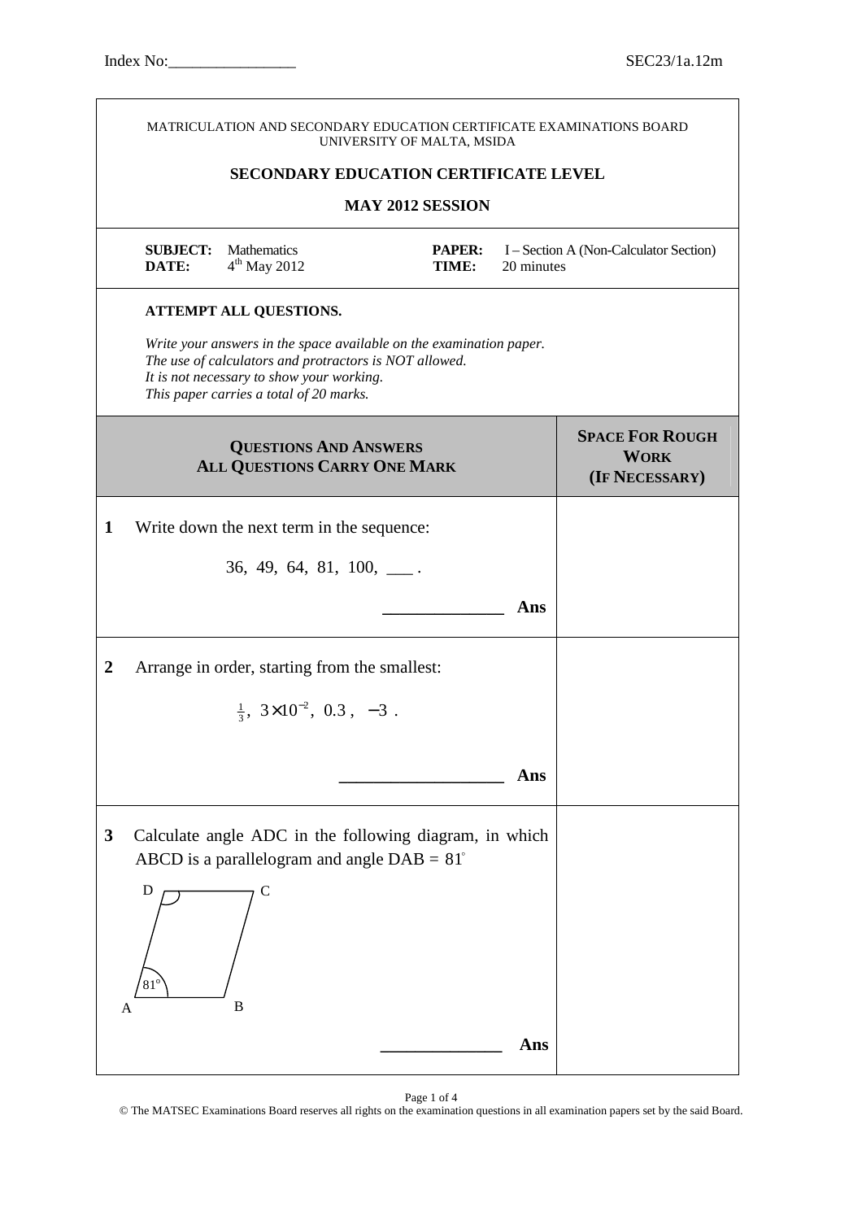Index No:________________ SEC23/1a.12m

MATRICULATION AND SECONDARY EDUCATION CERTIFICATE EXAMINATIONS BOARD
UNIVERSITY OF MALTA, MSIDA

**SECONDARY EDUCATION CERTIFICATE LEVEL**

**MAY 2012 SESSION**

**SUBJECT:** Mathematics **PAPER:** I – Section A (Non-Calculator Section)
**DATE:** 4th May 2012 **TIME:** 20 minutes

**ATTEMPT ALL QUESTIONS.**

*Write your answers in the space available on the examination paper.*
*The use of calculators and protractors is NOT allowed.*
*It is not necessary to show your working.*
*This paper carries a total of 20 marks.*

| QUESTIONS AND ANSWERS<br>ALL QUESTIONS CARRY ONE MARK | SPACE FOR ROUGH WORK<br>(IF NECESSARY) |
|---|---|
| **1** Write down the next term in the sequence:<br><br>$36,\ 49,\ 64,\ 81,\ 100,\ \_\_\_ .$<br><br>______________ **Ans** | |
| **2** Arrange in order, starting from the smallest:<br><br>$\frac{1}{3},\ 3\times10^{-2},\ 0.3\ ,\ -3\ .$<br><br>___________________ **Ans** | |
| **3** Calculate angle ADC in the following diagram, in which ABCD is a parallelogram and angle DAB $= 81^\circ$<br><br>(Diagram: parallelogram ABCD with angle at A marked $81^\circ$ and angle at D marked)<br><br>______________ **Ans** | |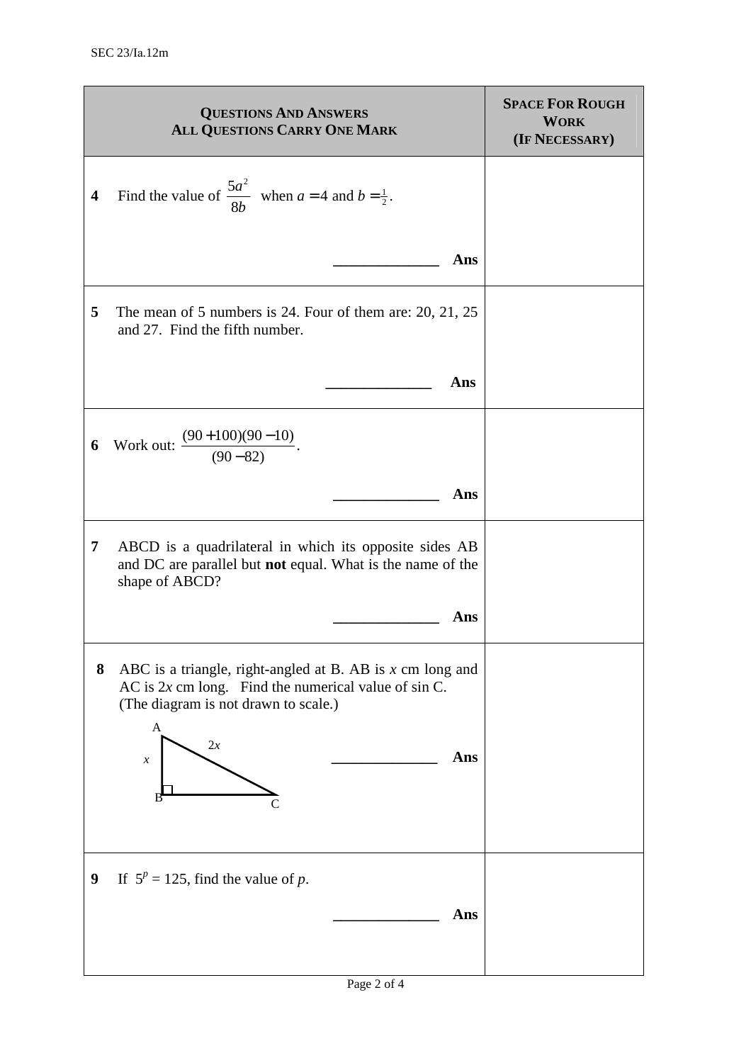| **QUESTIONS AND ANSWERS**<br>**ALL QUESTIONS CARRY ONE MARK** | **SPACE FOR ROUGH WORK**<br>**(IF NECESSARY)** |
| --- | --- |
| **4** Find the value of $\frac{5a^2}{8b}$ when $a = 4$ and $b = \frac{1}{2}$.<br><br>______________ **Ans** | |
| **5** The mean of 5 numbers is 24. Four of them are: 20, 21, 25 and 27. Find the fifth number.<br><br>______________ **Ans** | |
| **6** Work out: $\frac{(90+100)(90-10)}{(90-82)}$.<br><br>______________ **Ans** | |
| **7** ABCD is a quadrilateral in which its opposite sides AB and DC are parallel but **not** equal. What is the name of the shape of ABCD?<br><br>______________ **Ans** | |
| **8** ABC is a triangle, right-angled at B. AB is $x$ cm long and AC is $2x$ cm long. Find the numerical value of sin C. (The diagram is not drawn to scale.)<br><br>A, B, C; $x$; $2x$<br><br>______________ **Ans** | |
| **9** If $5^p = 125$, find the value of $p$.<br><br>______________ **Ans** | |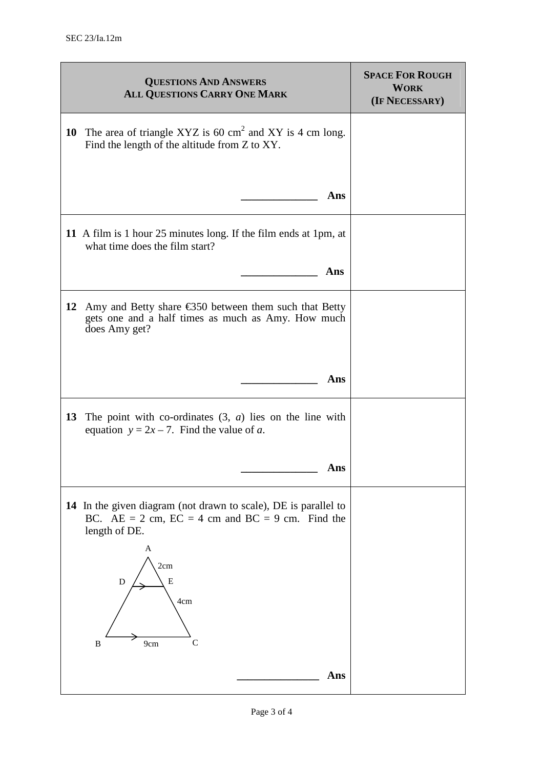| **QUESTIONS AND ANSWERS**<br>**ALL QUESTIONS CARRY ONE MARK** | **SPACE FOR ROUGH WORK (IF NECESSARY)** |
|---|---|
| **10** The area of triangle XYZ is 60 $cm^2$ and XY is 4 cm long. Find the length of the altitude from Z to XY.<br><br>______________ **Ans** | |
| **11** A film is 1 hour 25 minutes long. If the film ends at 1pm, at what time does the film start?<br><br>______________ **Ans** | |
| **12** Amy and Betty share €350 between them such that Betty gets one and a half times as much as Amy. How much does Amy get?<br><br>______________ **Ans** | |
| **13** The point with co-ordinates (3, $a$) lies on the line with equation $y = 2x - 7$. Find the value of $a$.<br><br>______________ **Ans** | |
| **14** In the given diagram (not drawn to scale), DE is parallel to BC. AE = 2 cm, EC = 4 cm and BC = 9 cm. Find the length of DE.<br><br>A, D, E, B, C; 2cm, 4cm, 9cm<br><br>______________ **Ans** | |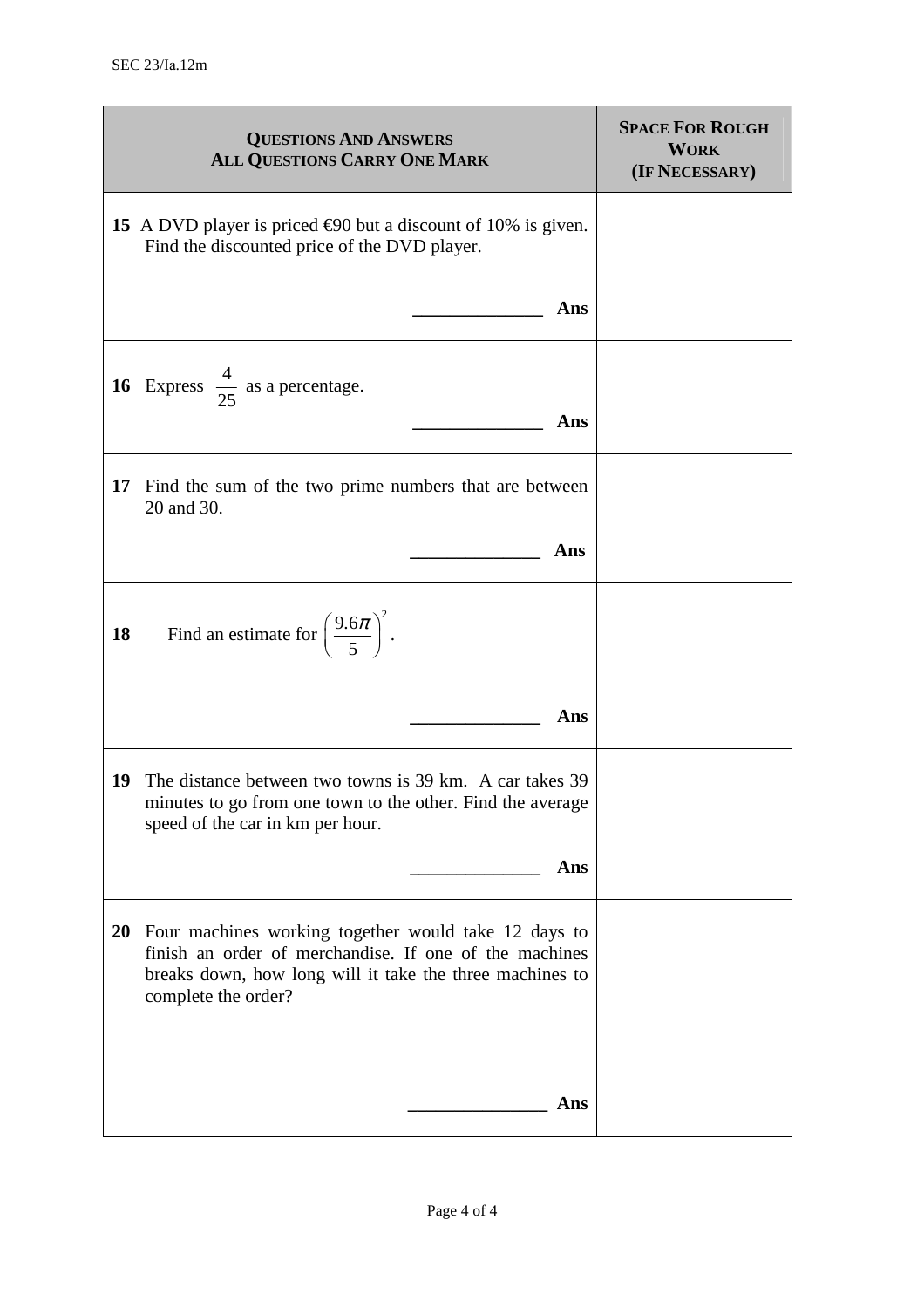| **QUESTIONS AND ANSWERS**<br>**ALL QUESTIONS CARRY ONE MARK** | **SPACE FOR ROUGH WORK (IF NECESSARY)** |
|---|---|
| **15** A DVD player is priced €90 but a discount of 10% is given. Find the discounted price of the DVD player.<br><br>\_\_\_\_\_\_\_\_\_\_\_\_\_\_ **Ans** | |
| **16** Express $\frac{4}{25}$ as a percentage.<br><br>\_\_\_\_\_\_\_\_\_\_\_\_\_\_ **Ans** | |
| **17** Find the sum of the two prime numbers that are between 20 and 30.<br><br>\_\_\_\_\_\_\_\_\_\_\_\_\_\_ **Ans** | |
| **18** Find an estimate for $\left(\frac{9.6\pi}{5}\right)^2$.<br><br>\_\_\_\_\_\_\_\_\_\_\_\_\_\_ **Ans** | |
| **19** The distance between two towns is 39 km. A car takes 39 minutes to go from one town to the other. Find the average speed of the car in km per hour.<br><br>\_\_\_\_\_\_\_\_\_\_\_\_\_\_ **Ans** | |
| **20** Four machines working together would take 12 days to finish an order of merchandise. If one of the machines breaks down, how long will it take the three machines to complete the order?<br><br>\_\_\_\_\_\_\_\_\_\_\_\_\_\_ **Ans** | |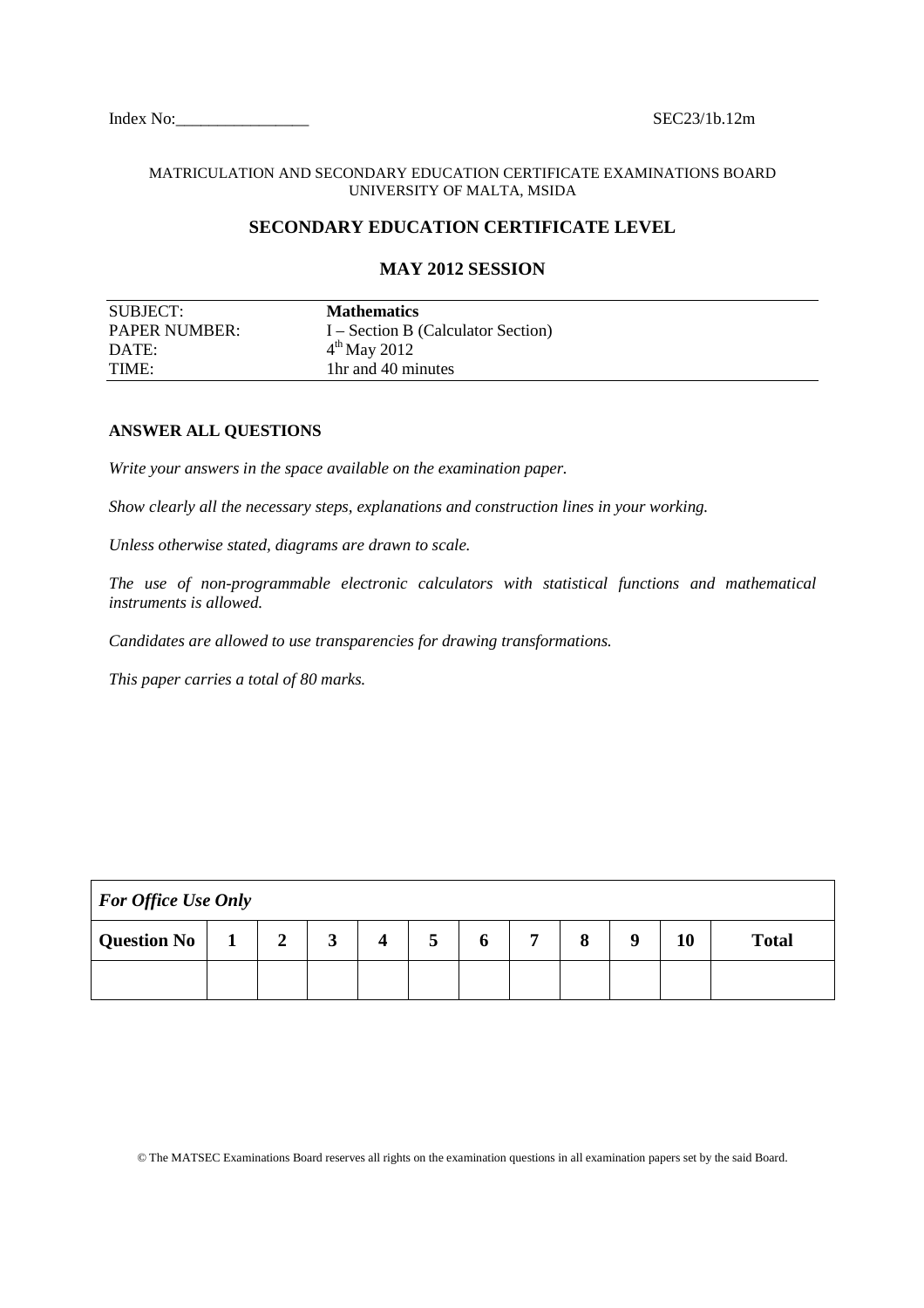Index No:________________ SEC23/1b.12m

MATRICULATION AND SECONDARY EDUCATION CERTIFICATE EXAMINATIONS BOARD
UNIVERSITY OF MALTA, MSIDA

## SECONDARY EDUCATION CERTIFICATE LEVEL

## MAY 2012 SESSION

| SUBJECT: | **Mathematics** |
|---|---|
| PAPER NUMBER: | I – Section B (Calculator Section) |
| DATE: | 4th May 2012 |
| TIME: | 1hr and 40 minutes |

**ANSWER ALL QUESTIONS**

*Write your answers in the space available on the examination paper.*

*Show clearly all the necessary steps, explanations and construction lines in your working.*

*Unless otherwise stated, diagrams are drawn to scale.*

*The use of non-programmable electronic calculators with statistical functions and mathematical instruments is allowed.*

*Candidates are allowed to use transparencies for drawing transformations.*

*This paper carries a total of 80 marks.*

| ***For Office Use Only*** | | | | | | | | | | | |
|---|---|---|---|---|---|---|---|---|---|---|---|
| **Question No** | **1** | **2** | **3** | **4** | **5** | **6** | **7** | **8** | **9** | **10** | **Total** |
| | | | | | | | | | | | |

© The MATSEC Examinations Board reserves all rights on the examination questions in all examination papers set by the said Board.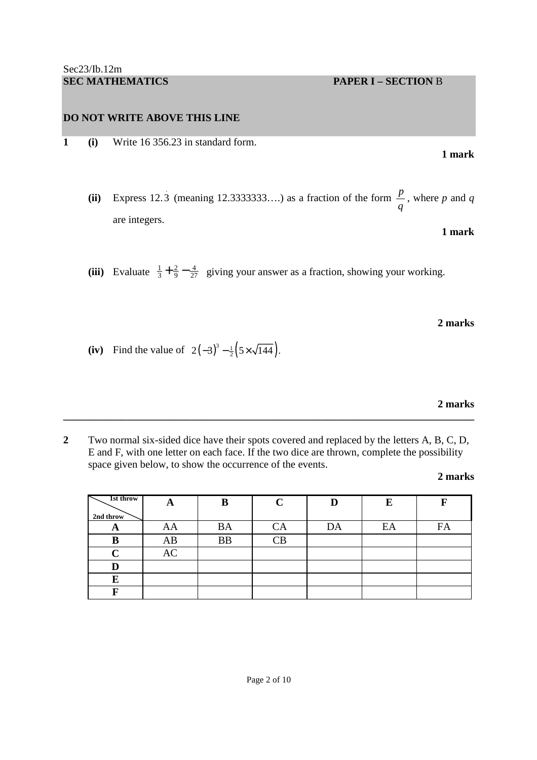Sec23/Ib.12m

**SEC MATHEMATICS** **PAPER I – SECTION B**

**DO NOT WRITE ABOVE THIS LINE**

**1** **(i)** Write 16 356.23 in standard form.

**1 mark**

**(ii)** Express $12.\dot{3}$ (meaning 12.3333333….) as a fraction of the form $\frac{p}{q}$, where $p$ and $q$ are integers.

**1 mark**

**(iii)** Evaluate $\frac{1}{3}+\frac{2}{9}-\frac{4}{27}$ giving your answer as a fraction, showing your working.

**2 marks**

**(iv)** Find the value of $2(-3)^3 - \frac{1}{2}\left(5\times\sqrt{144}\right)$.

**2 marks**

---

**2** Two normal six-sided dice have their spots covered and replaced by the letters A, B, C, D, E and F, with one letter on each face. If the two dice are thrown, complete the possibility space given below, to show the occurrence of the events.

**2 marks**

| 1st throw / 2nd throw | **A** | **B** | **C** | **D** | **E** | **F** |
|---|---|---|---|---|---|---|
| **A** | AA | BA | CA | DA | EA | FA |
| **B** | AB | BB | CB | | | |
| **C** | AC | | | | | |
| **D** | | | | | | |
| **E** | | | | | | |
| **F** | | | | | | |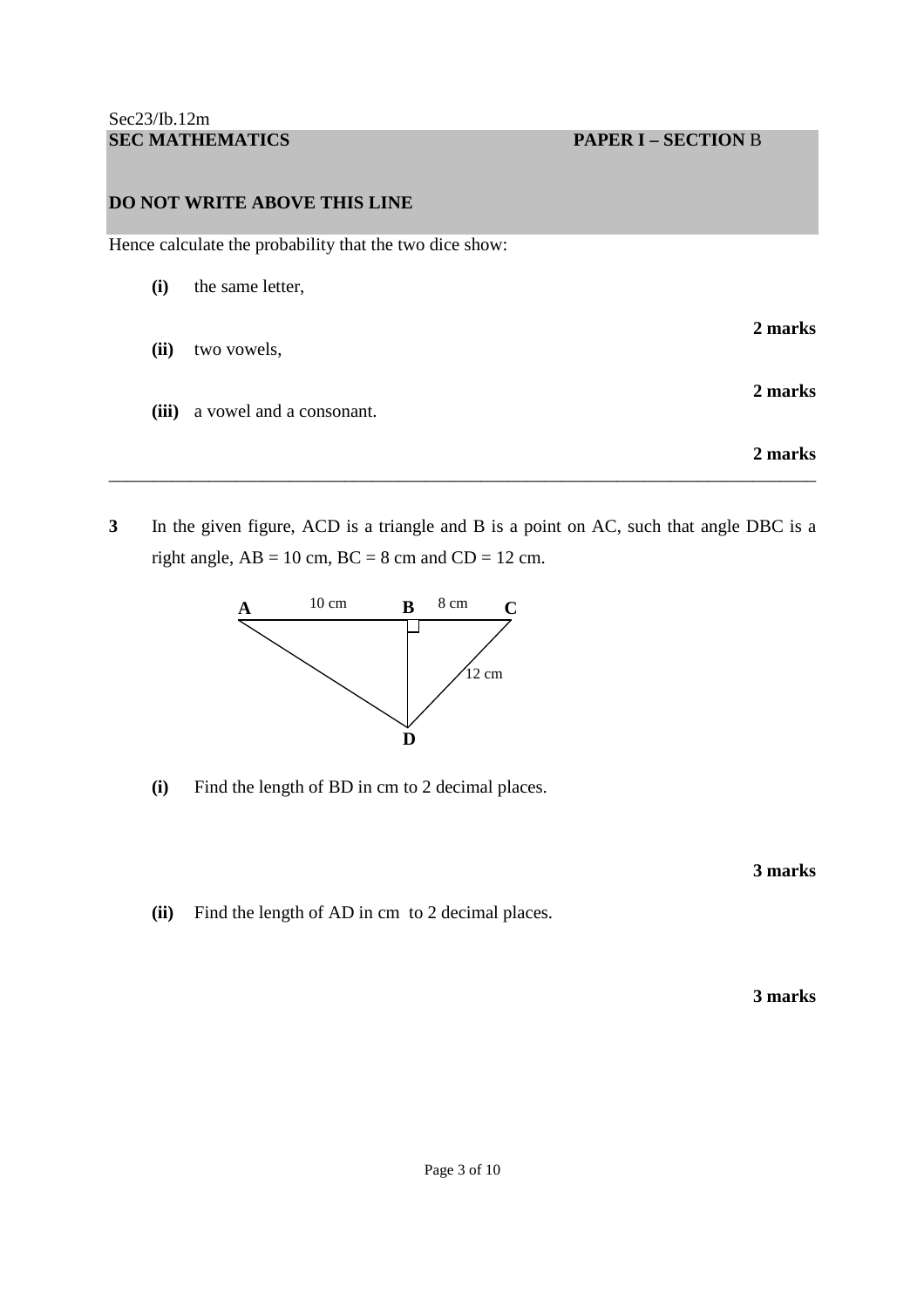Hence calculate the probability that the two dice show:

**(i)** the same letter,

**2 marks**

**(ii)** two vowels,

**2 marks**

**(iii)** a vowel and a consonant.

**2 marks**

---

**3** In the given figure, ACD is a triangle and B is a point on AC, such that angle DBC is a right angle, AB = 10 cm, BC = 8 cm and CD = 12 cm.

**(i)** Find the length of BD in cm to 2 decimal places.

**3 marks**

**(ii)** Find the length of AD in cm to 2 decimal places.

**3 marks**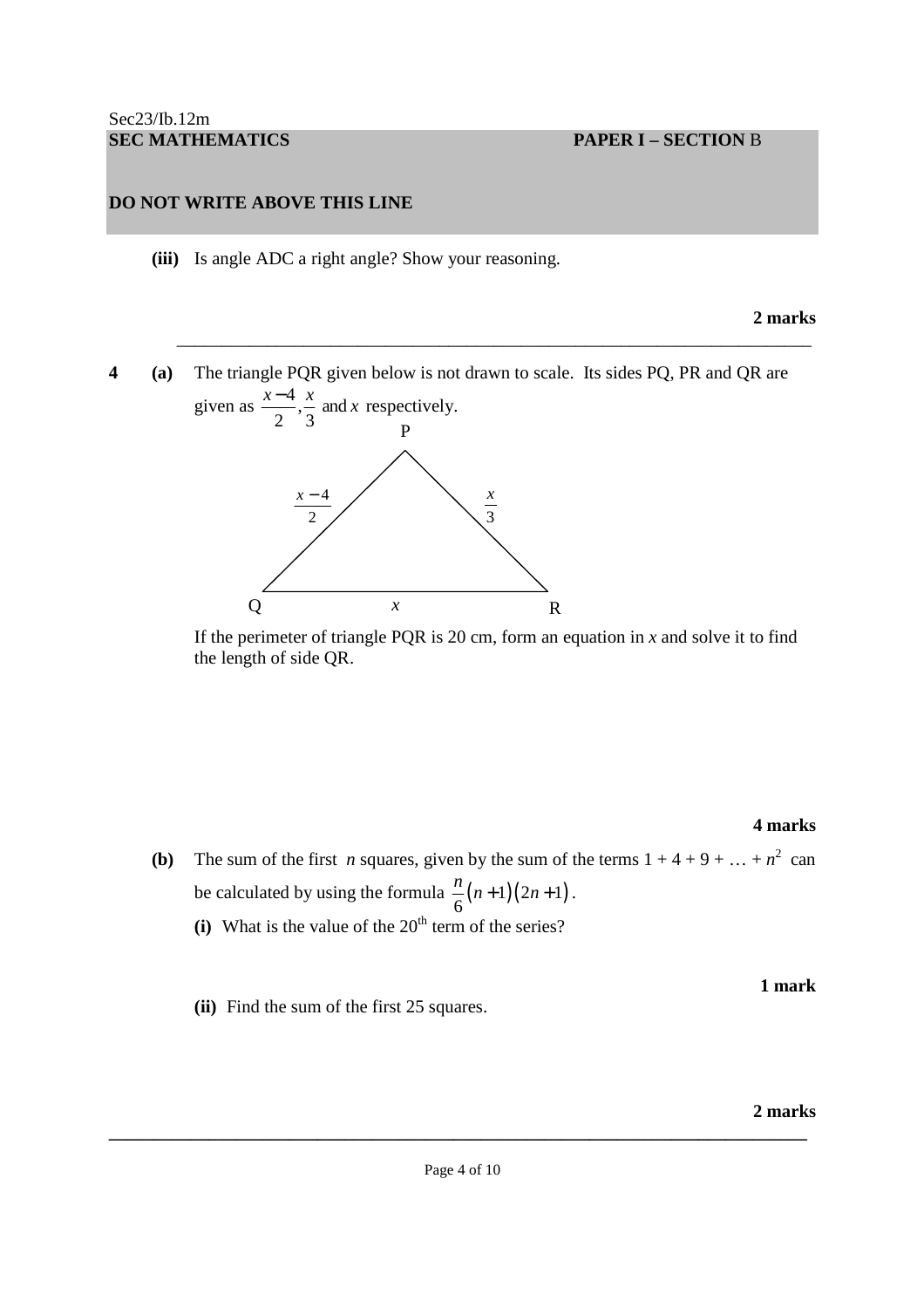**(iii)** Is angle ADC a right angle? Show your reasoning.

**2 marks**

---

**4** **(a)** The triangle PQR given below is not drawn to scale. Its sides PQ, PR and QR are given as $\frac{x-4}{2}, \frac{x}{3}$ and $x$ respectively.

If the perimeter of triangle PQR is 20 cm, form an equation in $x$ and solve it to find the length of side QR.

**4 marks**

**(b)** The sum of the first $n$ squares, given by the sum of the terms $1 + 4 + 9 + \ldots + n^2$ can be calculated by using the formula $\frac{n}{6}(n+1)(2n+1)$.

**(i)** What is the value of the 20th term of the series?

**1 mark**

**(ii)** Find the sum of the first 25 squares.

**2 marks**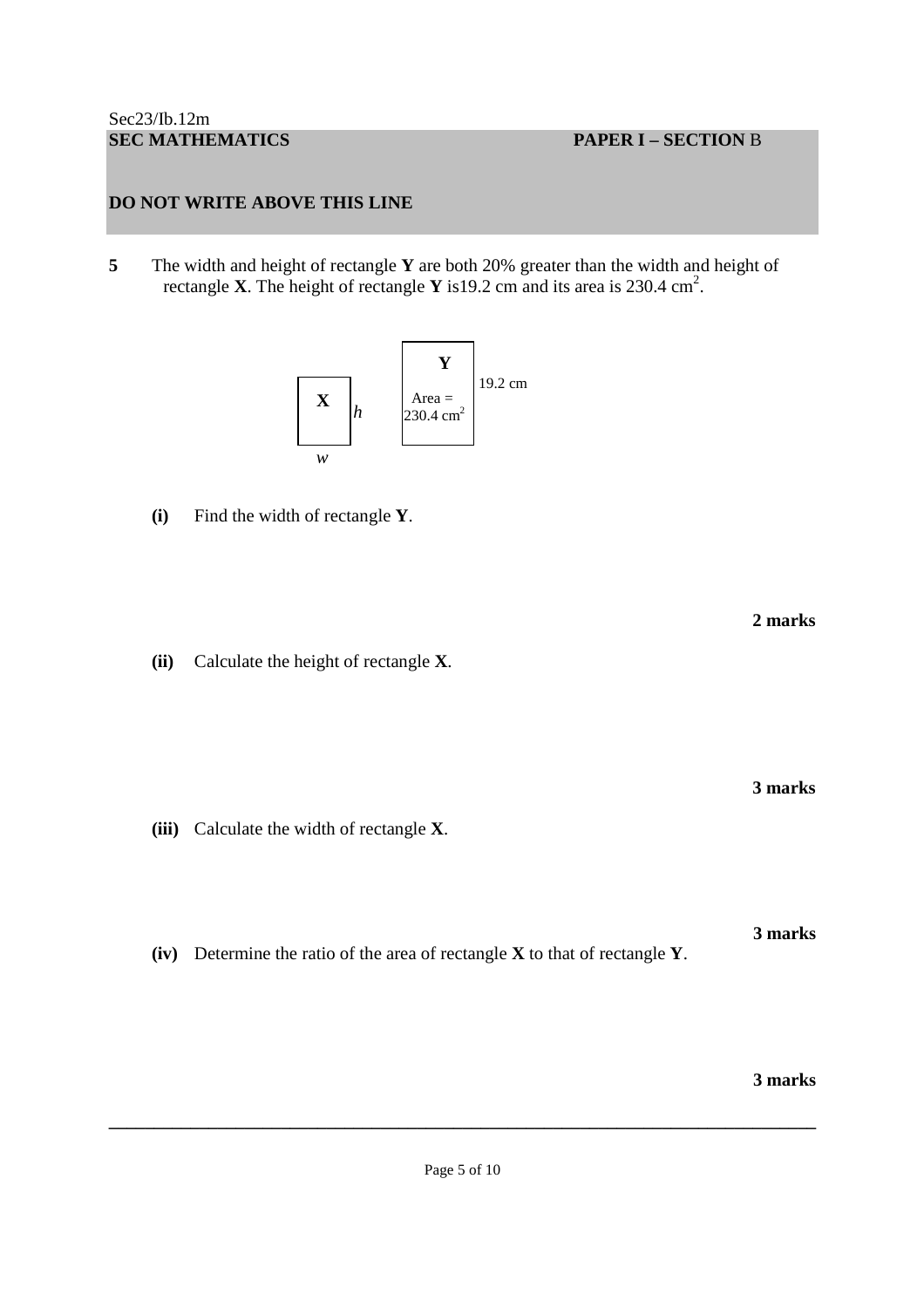**5** The width and height of rectangle **Y** are both 20% greater than the width and height of rectangle **X**. The height of rectangle **Y** is19.2 cm and its area is 230.4 cm$^2$.

**X** $h$ $w$

**Y** Area = 230.4 cm$^2$ 19.2 cm

**(i)** Find the width of rectangle **Y**.

**2 marks**

**(ii)** Calculate the height of rectangle **X**.

**3 marks**

**(iii)** Calculate the width of rectangle **X**.

**3 marks**

**(iv)** Determine the ratio of the area of rectangle **X** to that of rectangle **Y**.

**3 marks**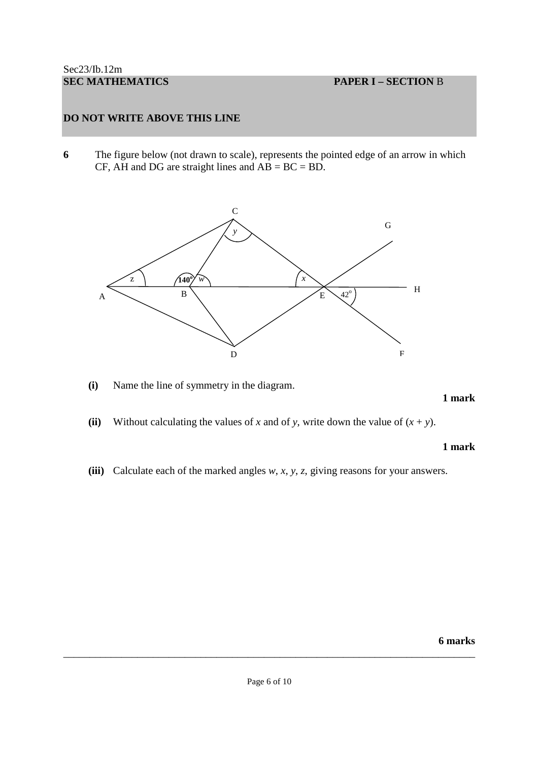**6** The figure below (not drawn to scale), represents the pointed edge of an arrow in which CF, AH and DG are straight lines and AB = BC = BD.

**(i)** Name the line of symmetry in the diagram.

**1 mark**

**(ii)** Without calculating the values of $x$ and of $y$, write down the value of $(x + y)$.

**1 mark**

**(iii)** Calculate each of the marked angles $w$, $x$, $y$, $z$, giving reasons for your answers.

**6 marks**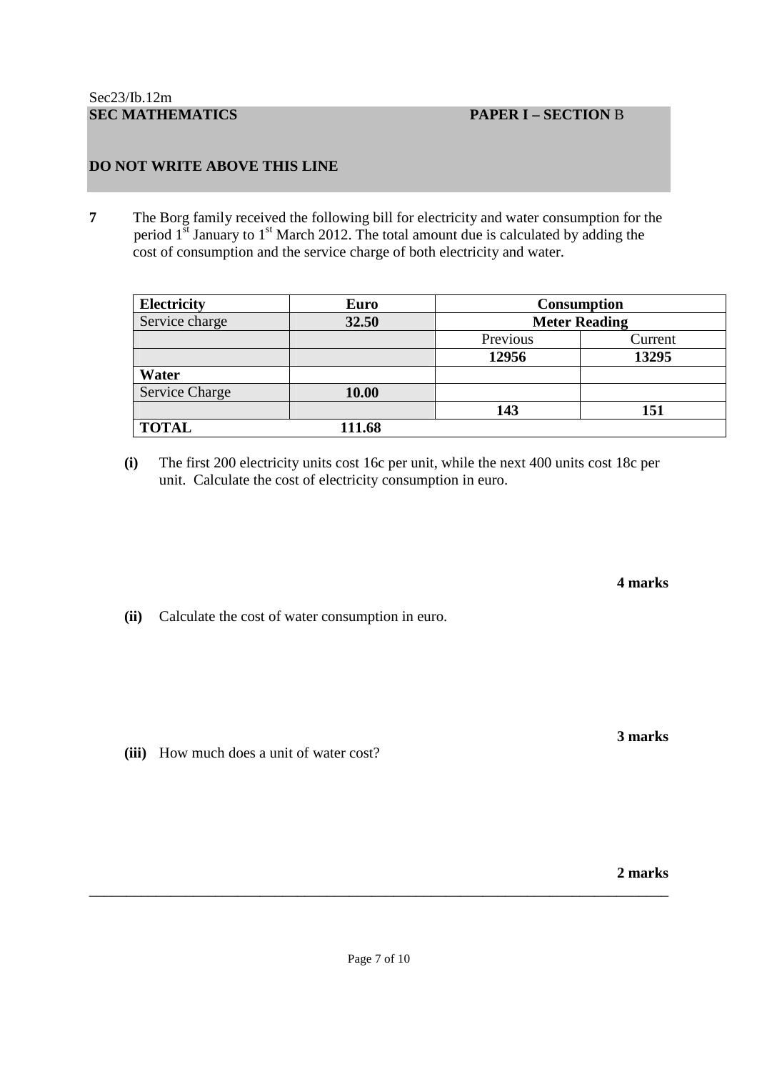**7** The Borg family received the following bill for electricity and water consumption for the period 1st January to 1st March 2012. The total amount due is calculated by adding the cost of consumption and the service charge of both electricity and water.

| **Electricity** | **Euro** | **Consumption** | |
|---|---|---|---|
| Service charge | **32.50** | **Meter Reading** | |
| | | Previous | Current |
| | | **12956** | **13295** |
| **Water** | | | |
| Service Charge | **10.00** | | |
| | | **143** | **151** |
| **TOTAL** | **111.68** | | |

**(i)** The first 200 electricity units cost 16c per unit, while the next 400 units cost 18c per unit. Calculate the cost of electricity consumption in euro.

**4 marks**

**(ii)** Calculate the cost of water consumption in euro.

**3 marks**

**(iii)** How much does a unit of water cost?

**2 marks**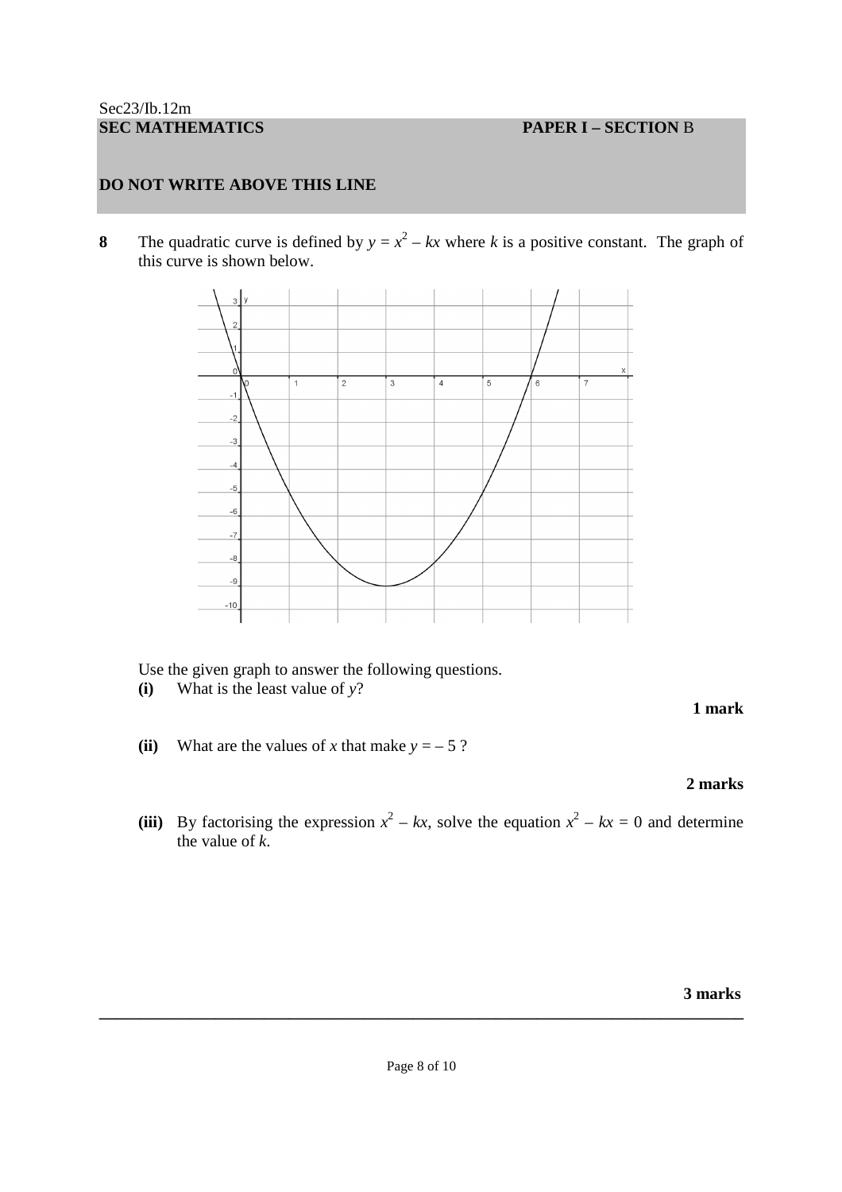**8** The quadratic curve is defined by $y = x^2 - kx$ where $k$ is a positive constant. The graph of this curve is shown below.

Use the given graph to answer the following questions.

**(i)** What is the least value of $y$?

**1 mark**

**(ii)** What are the values of $x$ that make $y = -5$ ?

**2 marks**

**(iii)** By factorising the expression $x^2 - kx$, solve the equation $x^2 - kx = 0$ and determine the value of $k$.

**3 marks**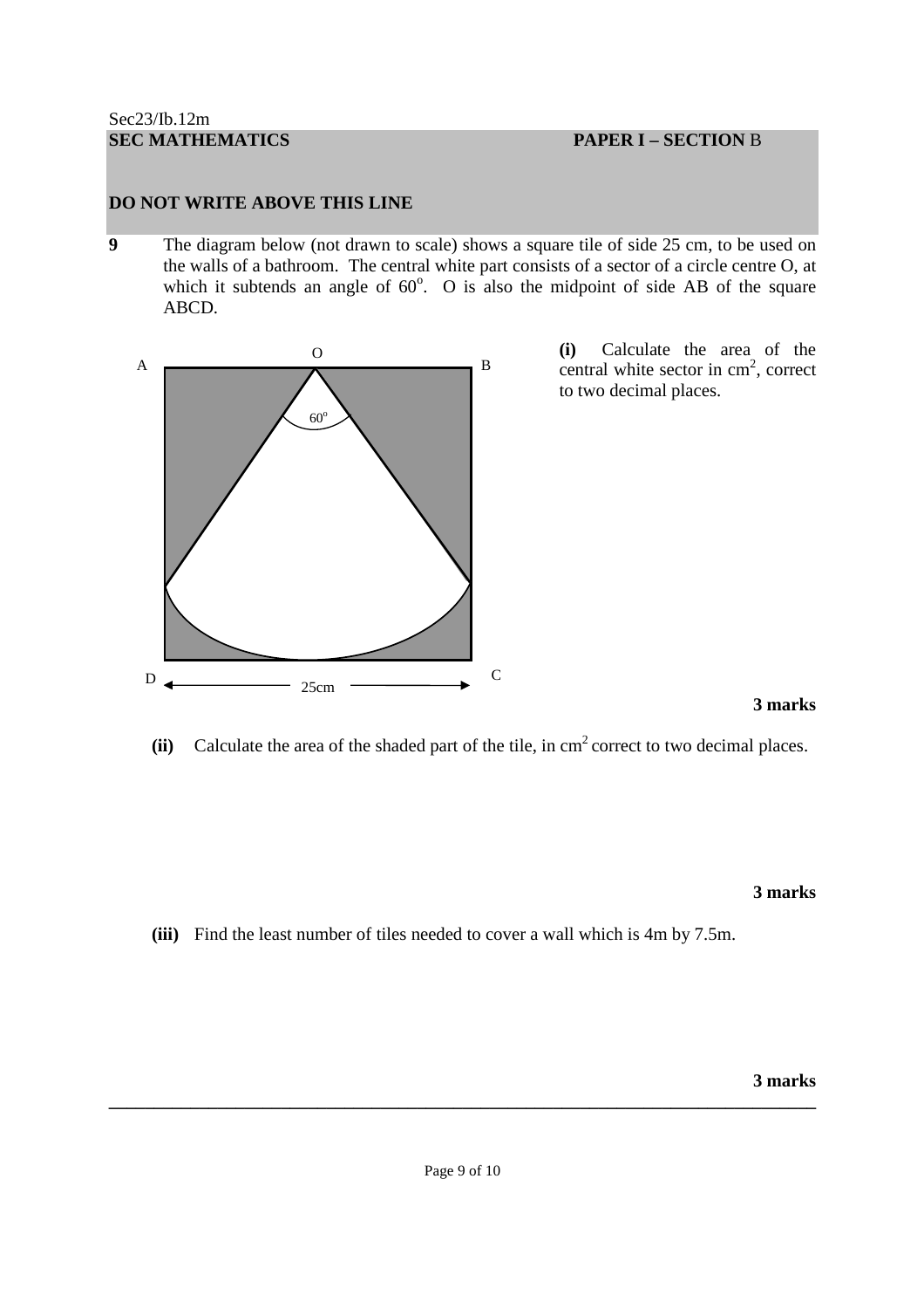**9** The diagram below (not drawn to scale) shows a square tile of side 25 cm, to be used on the walls of a bathroom. The central white part consists of a sector of a circle centre O, at which it subtends an angle of $60^{\circ}$. O is also the midpoint of side AB of the square ABCD.

**(i)** Calculate the area of the central white sector in $cm^2$, correct to two decimal places.

**3 marks**

**(ii)** Calculate the area of the shaded part of the tile, in $cm^2$ correct to two decimal places.

**3 marks**

**(iii)** Find the least number of tiles needed to cover a wall which is 4m by 7.5m.

**3 marks**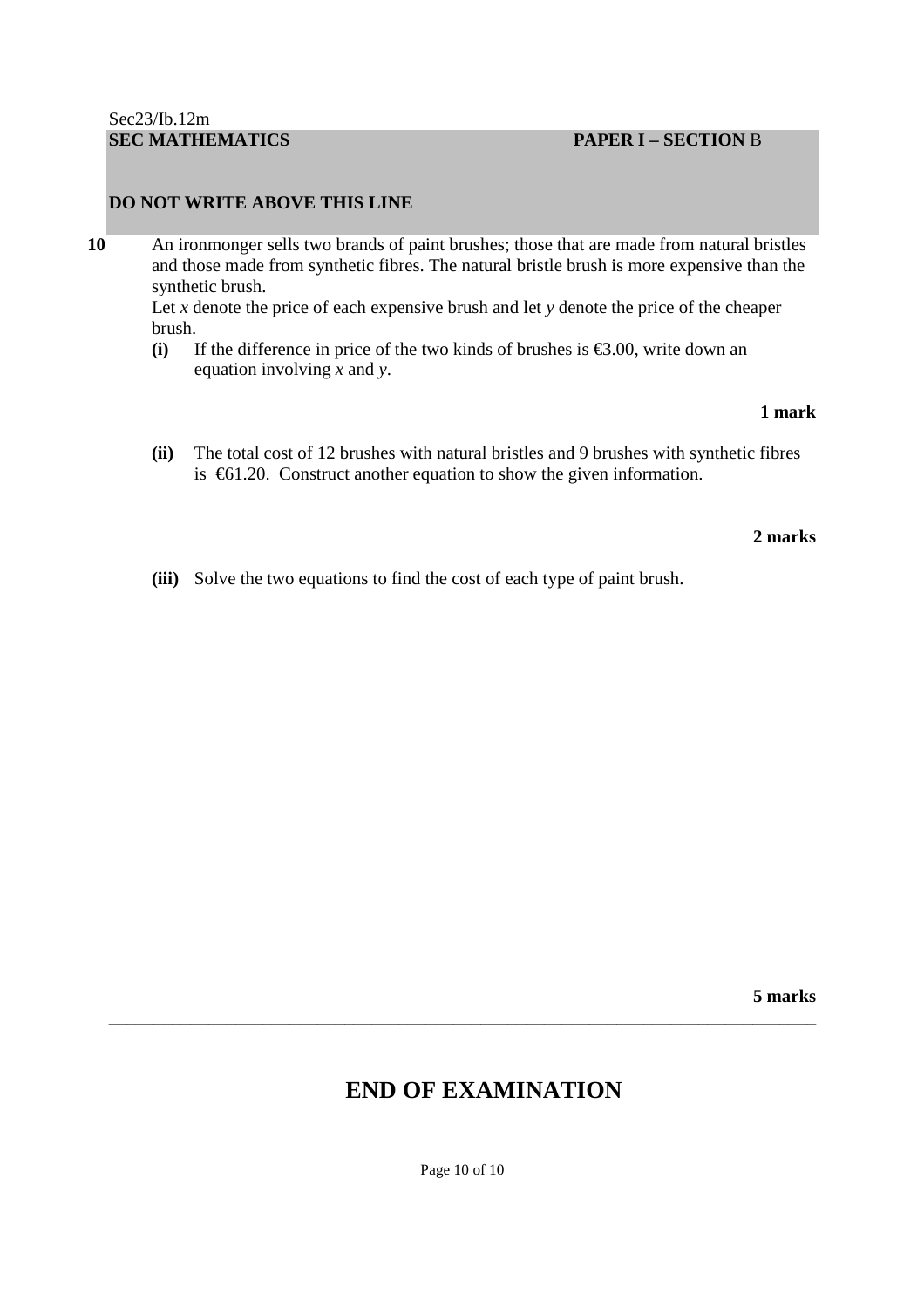**10** An ironmonger sells two brands of paint brushes; those that are made from natural bristles and those made from synthetic fibres. The natural bristle brush is more expensive than the synthetic brush.

Let $x$ denote the price of each expensive brush and let $y$ denote the price of the cheaper brush.

**(i)** If the difference in price of the two kinds of brushes is €3.00, write down an equation involving $x$ and $y$.

**1 mark**

**(ii)** The total cost of 12 brushes with natural bristles and 9 brushes with synthetic fibres is €61.20. Construct another equation to show the given information.

**2 marks**

**(iii)** Solve the two equations to find the cost of each type of paint brush.

**5 marks**

---

# END OF EXAMINATION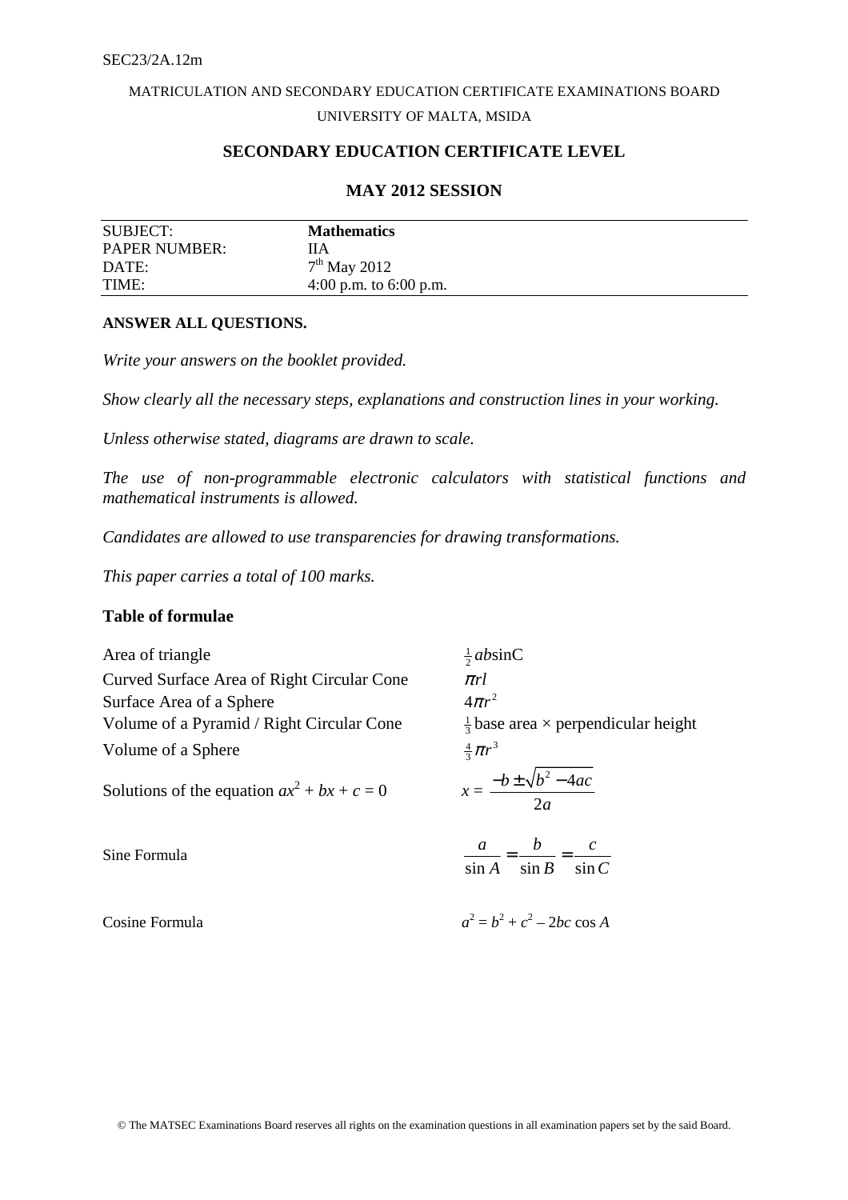SEC23/2A.12m

MATRICULATION AND SECONDARY EDUCATION CERTIFICATE EXAMINATIONS BOARD

UNIVERSITY OF MALTA, MSIDA

## SECONDARY EDUCATION CERTIFICATE LEVEL

## MAY 2012 SESSION

| SUBJECT: | **Mathematics** |
|---|---|
| PAPER NUMBER: | IIA |
| DATE: | 7th May 2012 |
| TIME: | 4:00 p.m. to 6:00 p.m. |

**ANSWER ALL QUESTIONS.**

*Write your answers on the booklet provided.*

*Show clearly all the necessary steps, explanations and construction lines in your working.*

*Unless otherwise stated, diagrams are drawn to scale.*

*The use of non-programmable electronic calculators with statistical functions and mathematical instruments is allowed.*

*Candidates are allowed to use transparencies for drawing transformations.*

*This paper carries a total of 100 marks.*

### Table of formulae

| | |
|---|---|
| Area of triangle | $\frac{1}{2}ab\sin C$ |
| Curved Surface Area of Right Circular Cone | $\pi rl$ |
| Surface Area of a Sphere | $4\pi r^2$ |
| Volume of a Pyramid / Right Circular Cone | $\frac{1}{3}$ base area × perpendicular height |
| Volume of a Sphere | $\frac{4}{3}\pi r^3$ |
| Solutions of the equation $ax^2 + bx + c = 0$ | $x = \dfrac{-b \pm \sqrt{b^2 - 4ac}}{2a}$ |
| Sine Formula | $\dfrac{a}{\sin A} = \dfrac{b}{\sin B} = \dfrac{c}{\sin C}$ |
| Cosine Formula | $a^2 = b^2 + c^2 - 2bc\cos A$ |

© The MATSEC Examinations Board reserves all rights on the examination questions in all examination papers set by the said Board.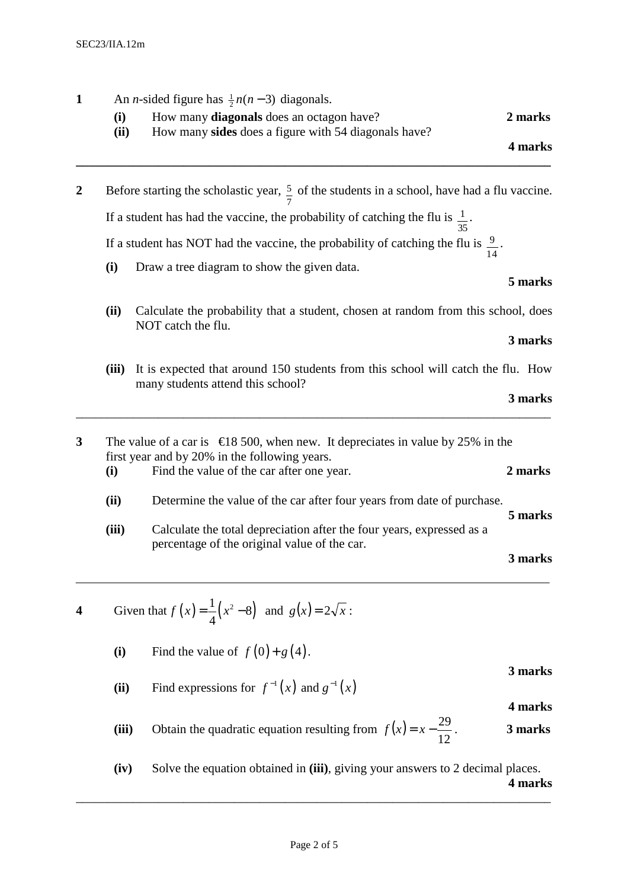**1** An $n$-sided figure has $\frac{1}{2}n(n-3)$ diagonals.

**(i)** How many **diagonals** does an octagon have? **2 marks**

**(ii)** How many **sides** does a figure with 54 diagonals have? **4 marks**

---

**2** Before starting the scholastic year, $\frac{5}{7}$ of the students in a school, have had a flu vaccine.

If a student has had the vaccine, the probability of catching the flu is $\frac{1}{35}$.

If a student has NOT had the vaccine, the probability of catching the flu is $\frac{9}{14}$.

**(i)** Draw a tree diagram to show the given data. **5 marks**

**(ii)** Calculate the probability that a student, chosen at random from this school, does NOT catch the flu. **3 marks**

**(iii)** It is expected that around 150 students from this school will catch the flu. How many students attend this school? **3 marks**

---

**3** The value of a car is €18 500, when new. It depreciates in value by 25% in the first year and by 20% in the following years.

**(i)** Find the value of the car after one year. **2 marks**

**(ii)** Determine the value of the car after four years from date of purchase. **5 marks**

**(iii)** Calculate the total depreciation after the four years, expressed as a percentage of the original value of the car. **3 marks**

---

**4** Given that $f(x) = \frac{1}{4}(x^2 - 8)$ and $g(x) = 2\sqrt{x}$ :

**(i)** Find the value of $f(0) + g(4)$. **3 marks**

**(ii)** Find expressions for $f^{-1}(x)$ and $g^{-1}(x)$ **4 marks**

**(iii)** Obtain the quadratic equation resulting from $f(x) = x - \frac{29}{12}$. **3 marks**

**(iv)** Solve the equation obtained in **(iii)**, giving your answers to 2 decimal places. **4 marks**

---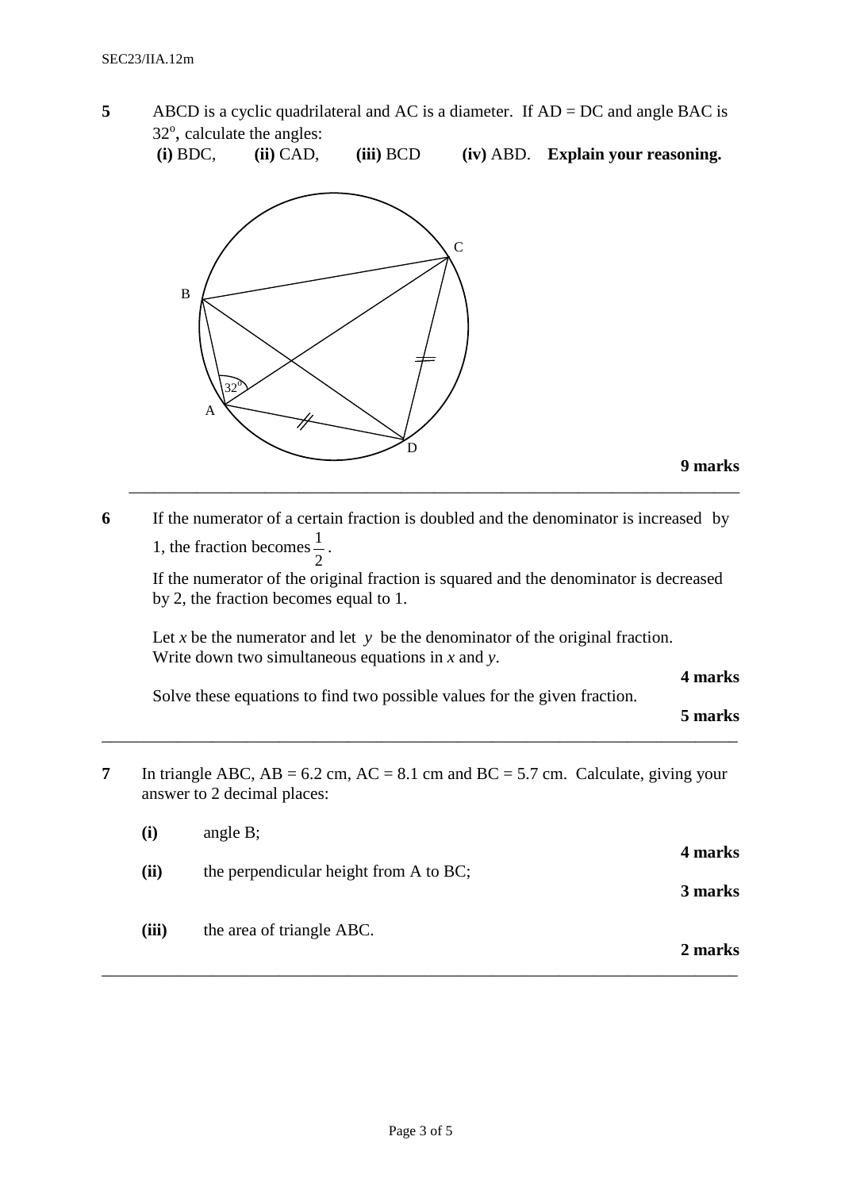**5** ABCD is a cyclic quadrilateral and AC is a diameter. If AD = DC and angle BAC is $32^\circ$, calculate the angles:

**(i)** BDC, **(ii)** CAD, **(iii)** BCD **(iv)** ABD. **Explain your reasoning.**

**9 marks**

---

**6** If the numerator of a certain fraction is doubled and the denominator is increased by 1, the fraction becomes $\frac{1}{2}$.

If the numerator of the original fraction is squared and the denominator is decreased by 2, the fraction becomes equal to 1.

Let $x$ be the numerator and let $y$ be the denominator of the original fraction. Write down two simultaneous equations in $x$ and $y$.

**4 marks**

Solve these equations to find two possible values for the given fraction.

**5 marks**

---

**7** In triangle ABC, AB = 6.2 cm, AC = 8.1 cm and BC = 5.7 cm. Calculate, giving your answer to 2 decimal places:

**(i)** angle B;

**4 marks**

**(ii)** the perpendicular height from A to BC;

**3 marks**

**(iii)** the area of triangle ABC.

**2 marks**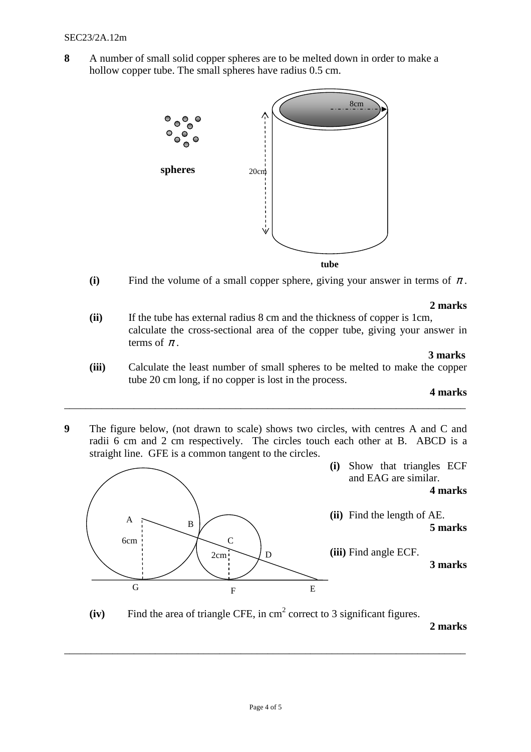**8** A number of small solid copper spheres are to be melted down in order to make a hollow copper tube. The small spheres have radius 0.5 cm.

**spheres**

**tube**

8cm

20cm

**(i)** Find the volume of a small copper sphere, giving your answer in terms of $\pi$.

**2 marks**

**(ii)** If the tube has external radius 8 cm and the thickness of copper is 1cm, calculate the cross-sectional area of the copper tube, giving your answer in terms of $\pi$.

**3 marks**

**(iii)** Calculate the least number of small spheres to be melted to make the copper tube 20 cm long, if no copper is lost in the process.

**4 marks**

---

**9** The figure below, (not drawn to scale) shows two circles, with centres A and C and radii 6 cm and 2 cm respectively. The circles touch each other at B. ABCD is a straight line. GFE is a common tangent to the circles.

A, B, C, D, G, F, E, 6cm, 2cm

**(i)** Show that triangles ECF and EAG are similar.

**4 marks**

**(ii)** Find the length of AE.

**5 marks**

**(iii)** Find angle ECF.

**3 marks**

**(iv)** Find the area of triangle CFE, in $\text{cm}^2$ correct to 3 significant figures.

**2 marks**

---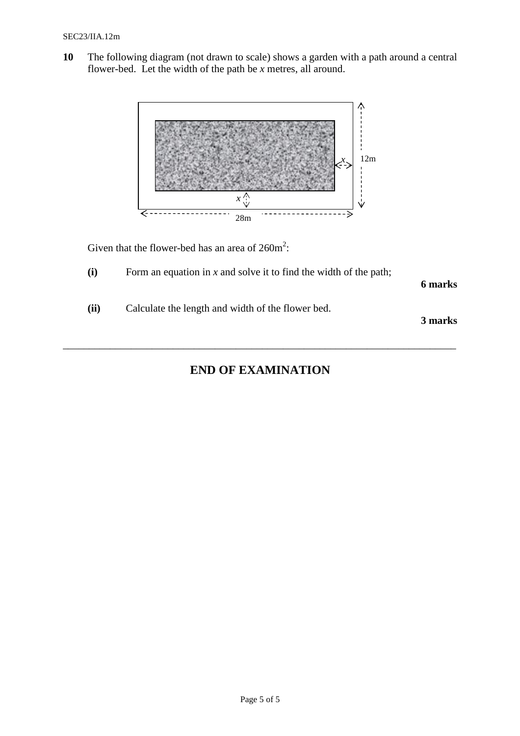**10** The following diagram (not drawn to scale) shows a garden with a path around a central flower-bed. Let the width of the path be $x$ metres, all around.

Given that the flower-bed has an area of $260\text{m}^2$:

**(i)** Form an equation in $x$ and solve it to find the width of the path;

**6 marks**

**(ii)** Calculate the length and width of the flower bed.

**3 marks**

---

## END OF EXAMINATION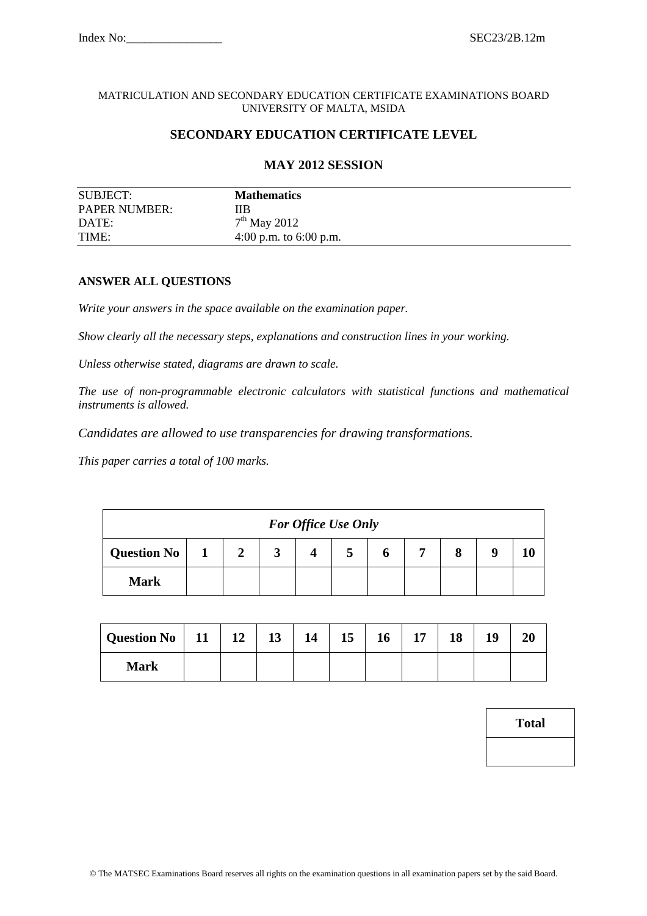Index No:________________ SEC23/2B.12m

MATRICULATION AND SECONDARY EDUCATION CERTIFICATE EXAMINATIONS BOARD
UNIVERSITY OF MALTA, MSIDA

## SECONDARY EDUCATION CERTIFICATE LEVEL

## MAY 2012 SESSION

| SUBJECT: | **Mathematics** |
|---|---|
| PAPER NUMBER: | IIB |
| DATE: | $7^{th}$ May 2012 |
| TIME: | 4:00 p.m. to 6:00 p.m. |

**ANSWER ALL QUESTIONS**

*Write your answers in the space available on the examination paper.*

*Show clearly all the necessary steps, explanations and construction lines in your working.*

*Unless otherwise stated, diagrams are drawn to scale.*

*The use of non-programmable electronic calculators with statistical functions and mathematical instruments is allowed.*

*Candidates are allowed to use transparencies for drawing transformations.*

*This paper carries a total of 100 marks.*

| ***For Office Use Only*** | | | | | | | | | | |
|---|---|---|---|---|---|---|---|---|---|---|
| **Question No** | **1** | **2** | **3** | **4** | **5** | **6** | **7** | **8** | **9** | **10** |
| **Mark** | | | | | | | | | | |

| **Question No** | **11** | **12** | **13** | **14** | **15** | **16** | **17** | **18** | **19** | **20** |
|---|---|---|---|---|---|---|---|---|---|---|
| **Mark** | | | | | | | | | | |

| **Total** |
|---|
| |

© The MATSEC Examinations Board reserves all rights on the examination questions in all examination papers set by the said Board.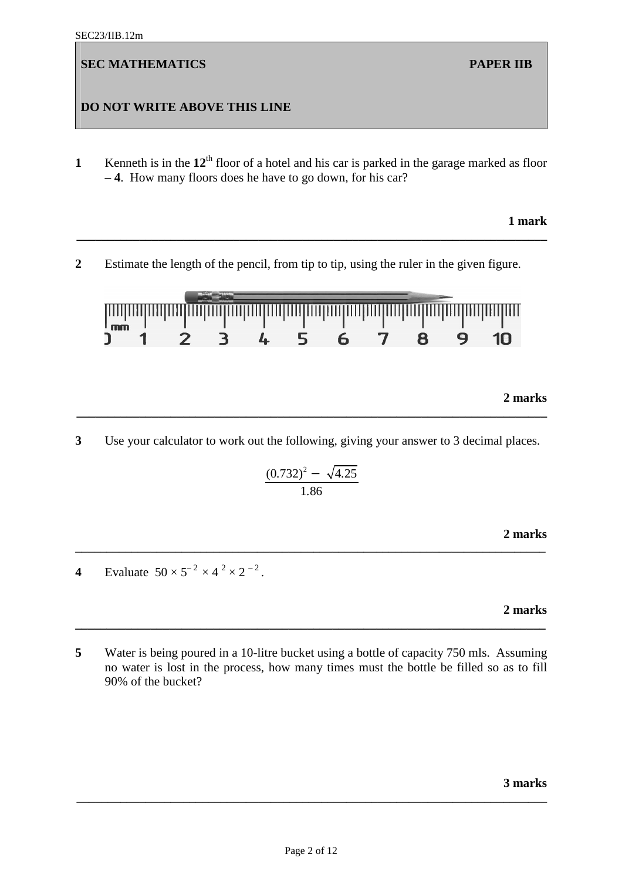**SEC MATHEMATICS** **PAPER IIB**

**DO NOT WRITE ABOVE THIS LINE**

**1** Kenneth is in the **12**th floor of a hotel and his car is parked in the garage marked as floor **– 4**. How many floors does he have to go down, for his car?

**1 mark**

---

**2** Estimate the length of the pencil, from tip to tip, using the ruler in the given figure.

**2 marks**

---

**3** Use your calculator to work out the following, giving your answer to 3 decimal places.

$$\frac{(0.732)^2 - \sqrt{4.25}}{1.86}$$

**2 marks**

---

**4** Evaluate $50 \times 5^{-2} \times 4^{2} \times 2^{-2}$.

**2 marks**

---

**5** Water is being poured in a 10-litre bucket using a bottle of capacity 750 mls. Assuming no water is lost in the process, how many times must the bottle be filled so as to fill 90% of the bucket?

**3 marks**

---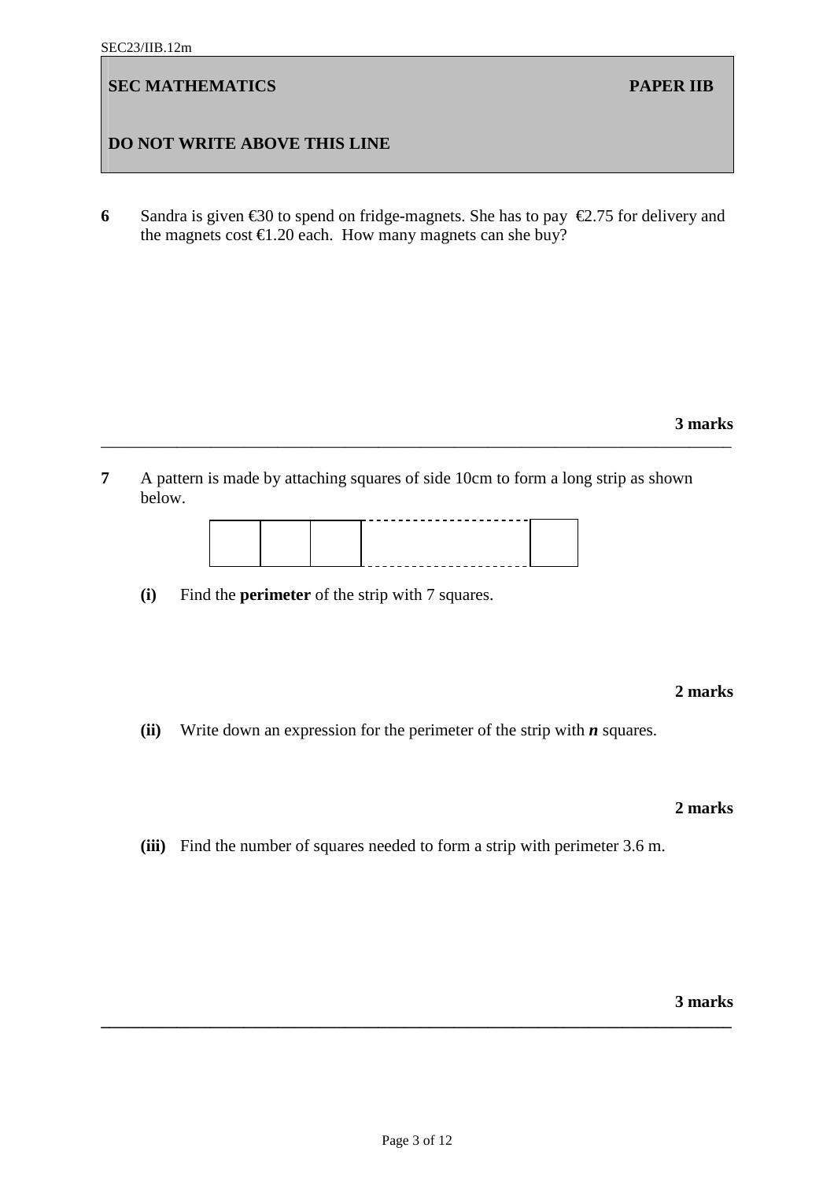**6** Sandra is given €30 to spend on fridge-magnets. She has to pay €2.75 for delivery and the magnets cost €1.20 each. How many magnets can she buy?

**3 marks**

---

**7** A pattern is made by attaching squares of side 10cm to form a long strip as shown below.

**(i)** Find the **perimeter** of the strip with 7 squares.

**2 marks**

**(ii)** Write down an expression for the perimeter of the strip with $\boldsymbol{n}$ squares.

**2 marks**

**(iii)** Find the number of squares needed to form a strip with perimeter 3.6 m.

**3 marks**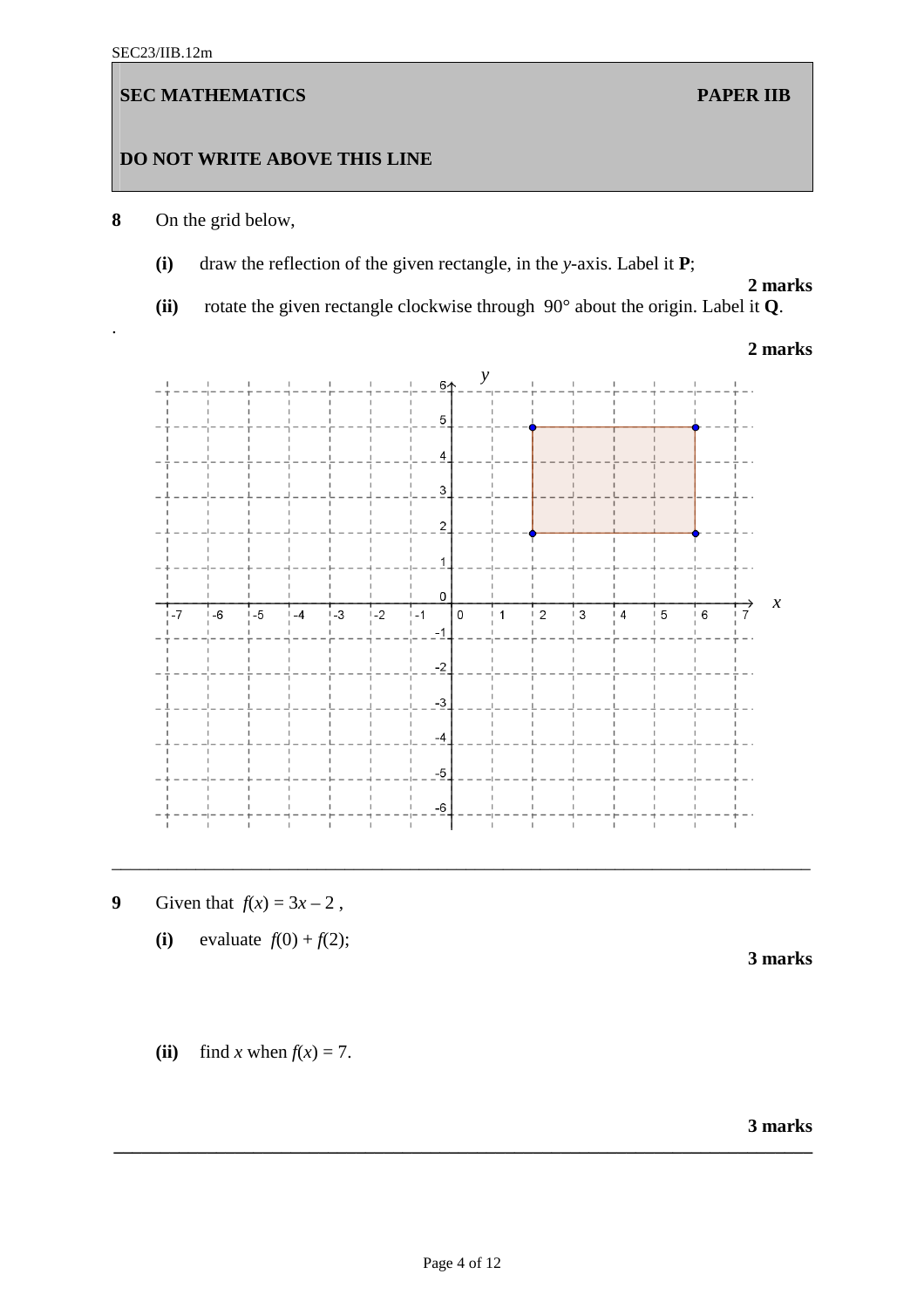SEC23/IIB.12m

**SEC MATHEMATICS** **PAPER IIB**

**DO NOT WRITE ABOVE THIS LINE**

**8** On the grid below,

**(i)** draw the reflection of the given rectangle, in the *y*-axis. Label it **P**;

**2 marks**

**(ii)** rotate the given rectangle clockwise through $90°$ about the origin. Label it **Q**.

**2 marks**

---

**9** Given that $f(x) = 3x - 2$,

**(i)** evaluate $f(0) + f(2)$;

**3 marks**

**(ii)** find $x$ when $f(x) = 7$.

**3 marks**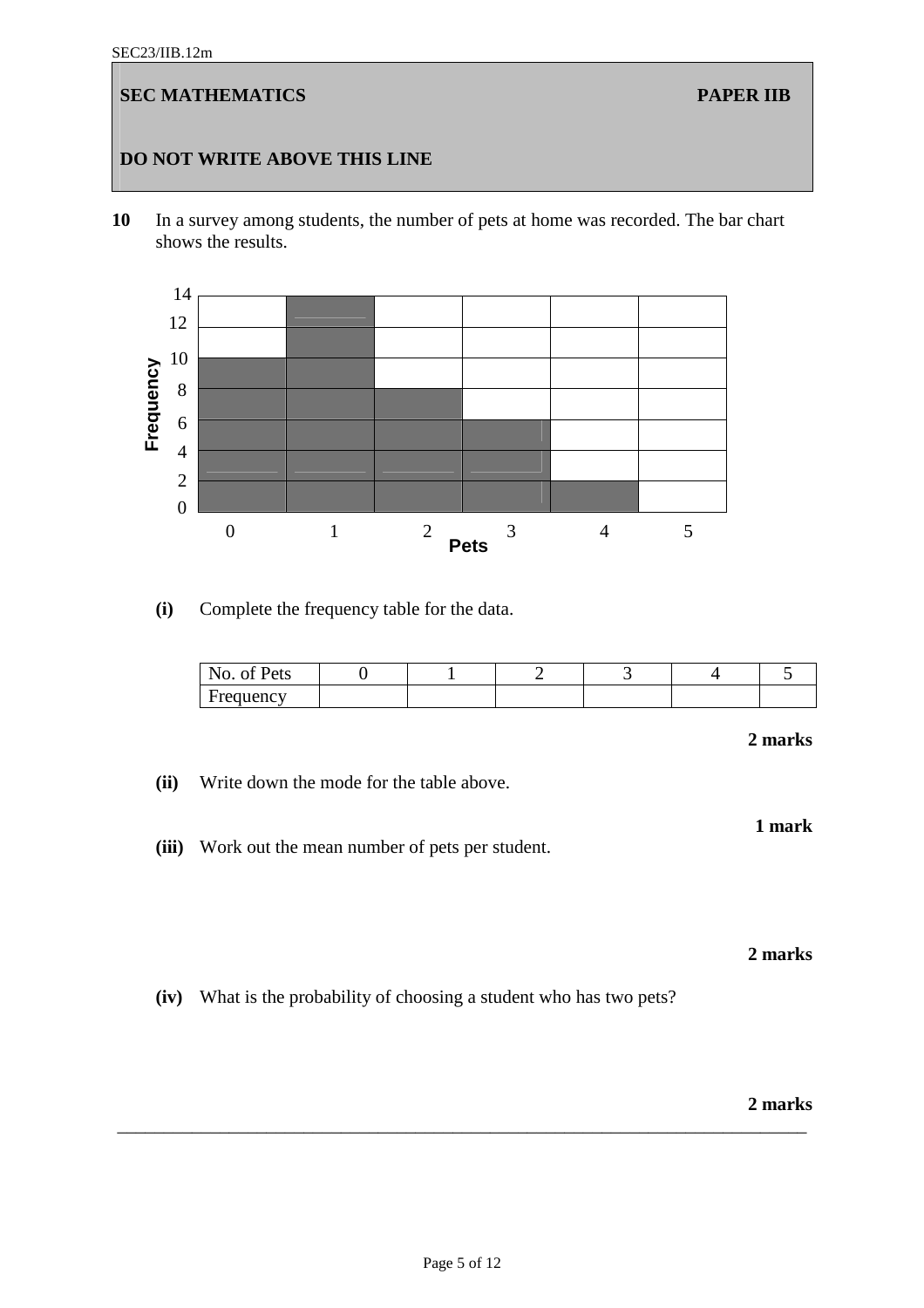**10** In a survey among students, the number of pets at home was recorded. The bar chart shows the results.

**(i)** Complete the frequency table for the data.

| No. of Pets | 0 | 1 | 2 | 3 | 4 | 5 |
|---|---|---|---|---|---|---|
| Frequency | | | | | | |

**2 marks**

**(ii)** Write down the mode for the table above.

**1 mark**

**(iii)** Work out the mean number of pets per student.

**2 marks**

**(iv)** What is the probability of choosing a student who has two pets?

**2 marks**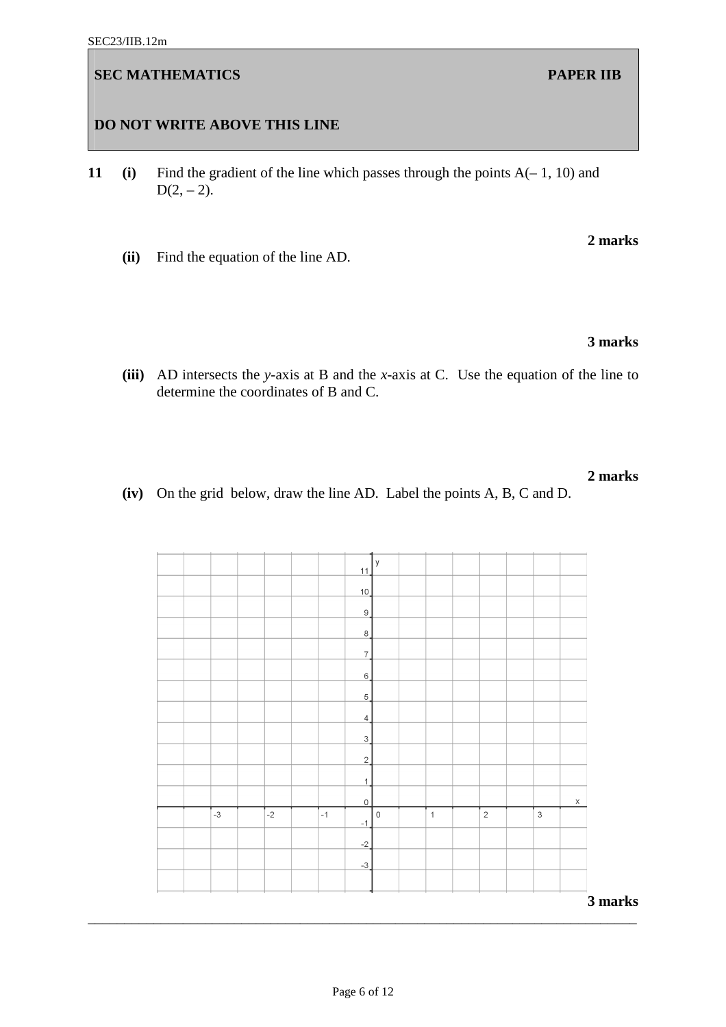**SEC MATHEMATICS** **PAPER IIB**

**DO NOT WRITE ABOVE THIS LINE**

**11** **(i)** Find the gradient of the line which passes through the points A($-$ 1, 10) and D(2, $-$ 2).

**2 marks**

**(ii)** Find the equation of the line AD.

**3 marks**

**(iii)** AD intersects the *y*-axis at B and the *x*-axis at C. Use the equation of the line to determine the coordinates of B and C.

**2 marks**

**(iv)** On the grid below, draw the line AD. Label the points A, B, C and D.

**3 marks**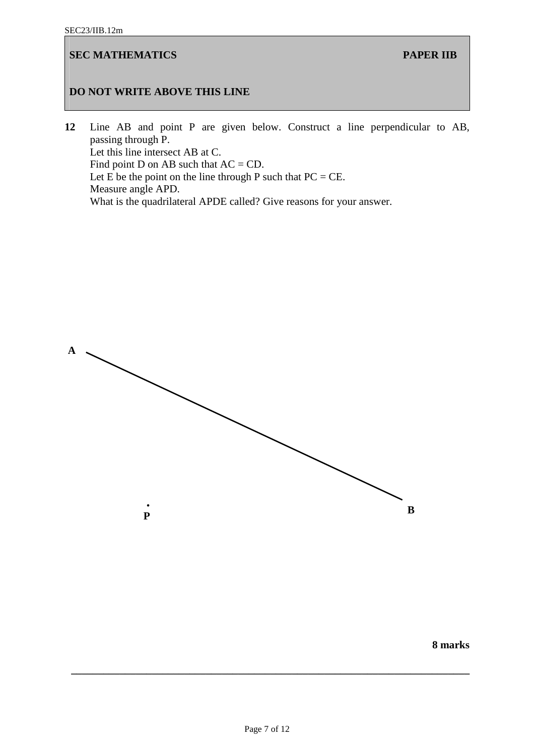**SEC MATHEMATICS** **PAPER IIB**

**DO NOT WRITE ABOVE THIS LINE**

**12** Line AB and point P are given below. Construct a line perpendicular to AB, passing through P.
Let this line intersect AB at C.
Find point D on AB such that AC = CD.
Let E be the point on the line through P such that PC = CE.
Measure angle APD.
What is the quadrilateral APDE called? Give reasons for your answer.

A

B

P

**8 marks**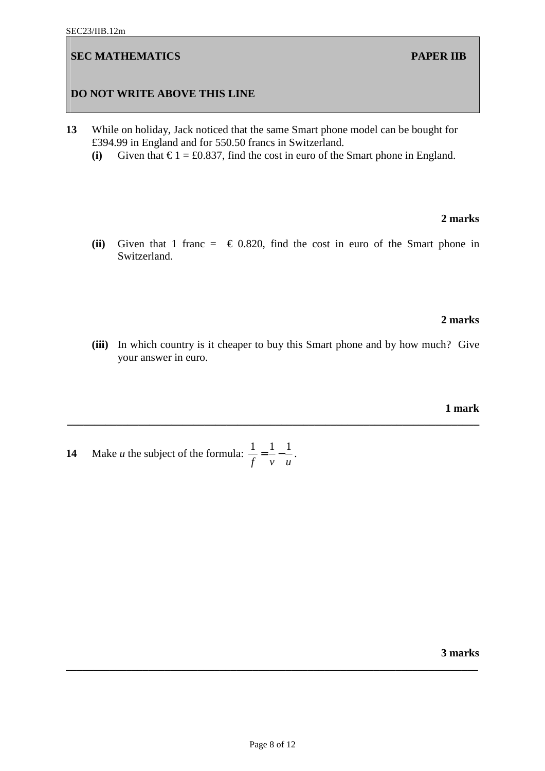**13** While on holiday, Jack noticed that the same Smart phone model can be bought for £394.99 in England and for 550.50 francs in Switzerland.

**(i)** Given that € 1 = £0.837, find the cost in euro of the Smart phone in England.

**2 marks**

**(ii)** Given that 1 franc = € 0.820, find the cost in euro of the Smart phone in Switzerland.

**2 marks**

**(iii)** In which country is it cheaper to buy this Smart phone and by how much? Give your answer in euro.

**1 mark**

---

**14** Make *u* the subject of the formula: $\frac{1}{f} = \frac{1}{v} - \frac{1}{u}$.

**3 marks**

---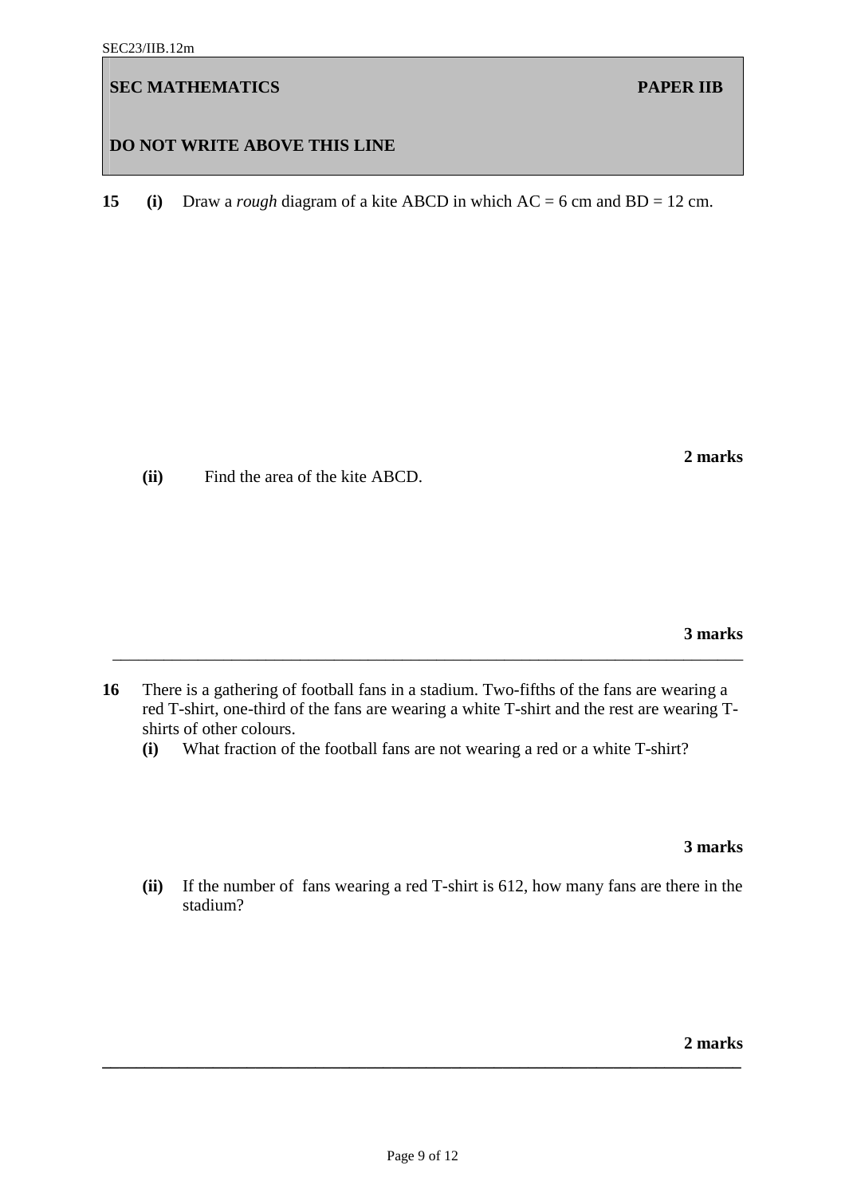**15** **(i)** Draw a *rough* diagram of a kite ABCD in which AC = 6 cm and BD = 12 cm.

**2 marks**

**(ii)** Find the area of the kite ABCD.

**3 marks**

---

**16** There is a gathering of football fans in a stadium. Two-fifths of the fans are wearing a red T-shirt, one-third of the fans are wearing a white T-shirt and the rest are wearing T-shirts of other colours.

**(i)** What fraction of the football fans are not wearing a red or a white T-shirt?

**3 marks**

**(ii)** If the number of fans wearing a red T-shirt is 612, how many fans are there in the stadium?

**2 marks**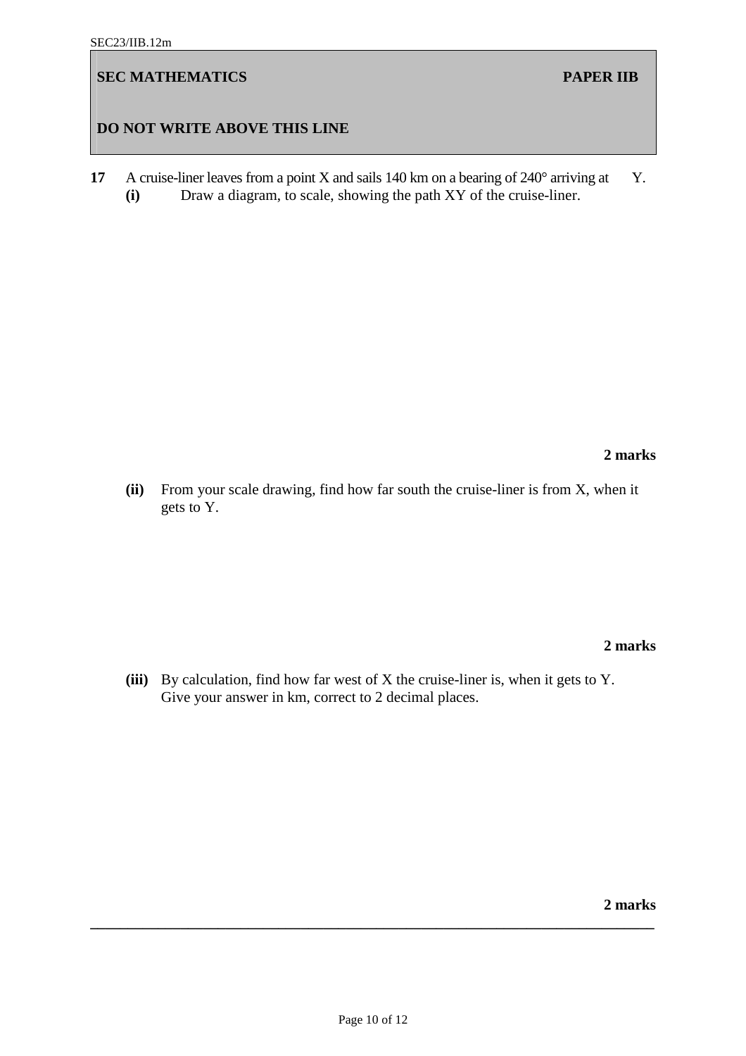**17** A cruise-liner leaves from a point X and sails 140 km on a bearing of 240° arriving at Y.

**(i)** Draw a diagram, to scale, showing the path XY of the cruise-liner.

**2 marks**

**(ii)** From your scale drawing, find how far south the cruise-liner is from X, when it gets to Y.

**2 marks**

**(iii)** By calculation, find how far west of X the cruise-liner is, when it gets to Y. Give your answer in km, correct to 2 decimal places.

**2 marks**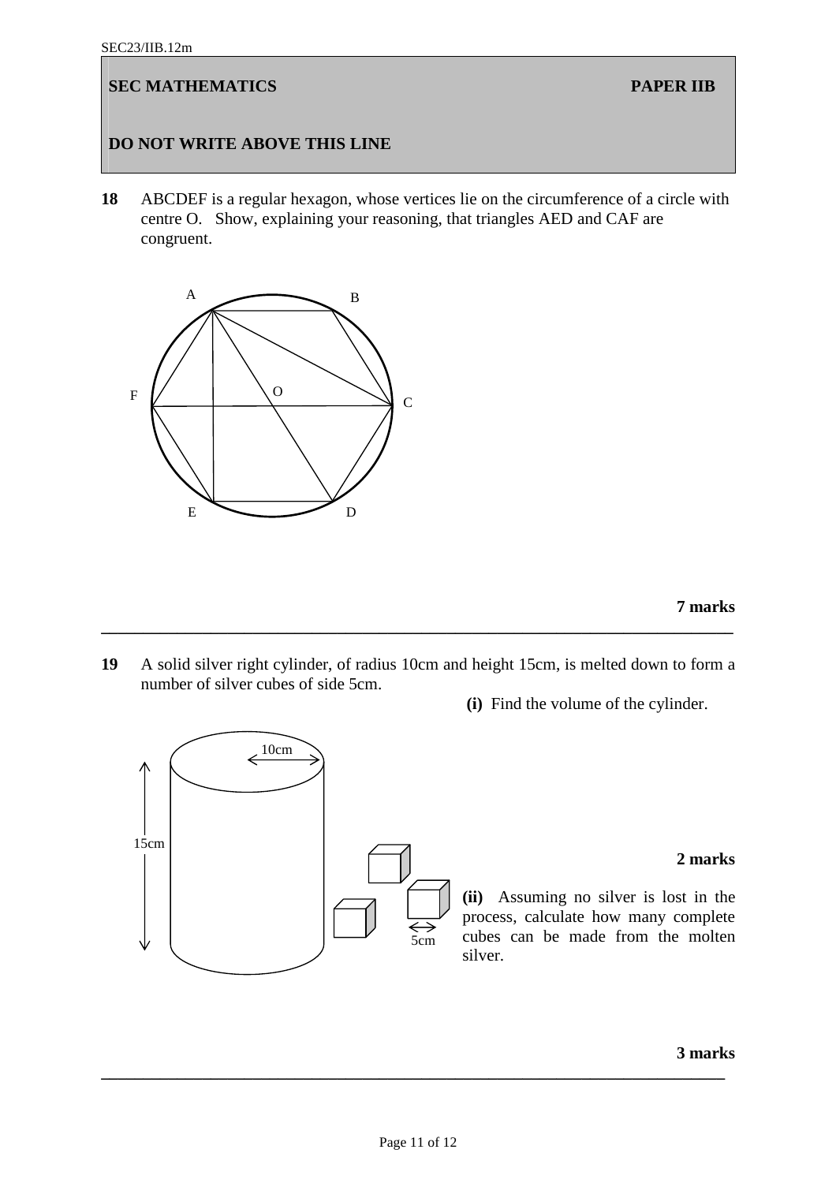**18** ABCDEF is a regular hexagon, whose vertices lie on the circumference of a circle with centre O. Show, explaining your reasoning, that triangles AED and CAF are congruent.

**7 marks**

---

**19** A solid silver right cylinder, of radius 10cm and height 15cm, is melted down to form a number of silver cubes of side 5cm.

**(i)** Find the volume of the cylinder.

**2 marks**

**(ii)** Assuming no silver is lost in the process, calculate how many complete cubes can be made from the molten silver.

**3 marks**

---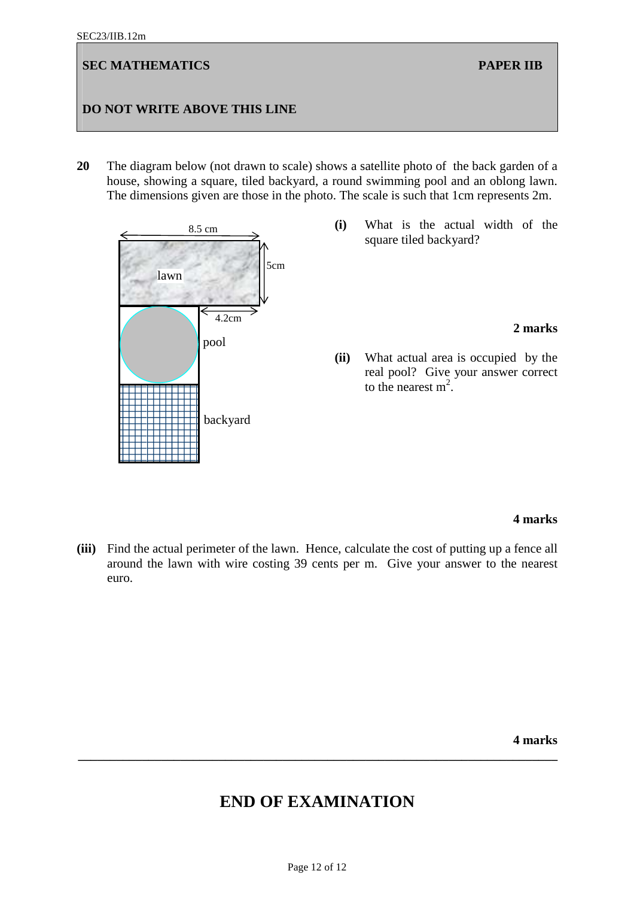**SEC MATHEMATICS** **PAPER IIB**

**DO NOT WRITE ABOVE THIS LINE**

**20** The diagram below (not drawn to scale) shows a satellite photo of the back garden of a house, showing a square, tiled backyard, a round swimming pool and an oblong lawn. The dimensions given are those in the photo. The scale is such that 1cm represents 2m.

8.5 cm

5cm

lawn

4.2cm

pool

backyard

**(i)** What is the actual width of the square tiled backyard?

**2 marks**

**(ii)** What actual area is occupied by the real pool? Give your answer correct to the nearest $m^2$.

**4 marks**

**(iii)** Find the actual perimeter of the lawn. Hence, calculate the cost of putting up a fence all around the lawn with wire costing 39 cents per m. Give your answer to the nearest euro.

**4 marks**

---

## END OF EXAMINATION